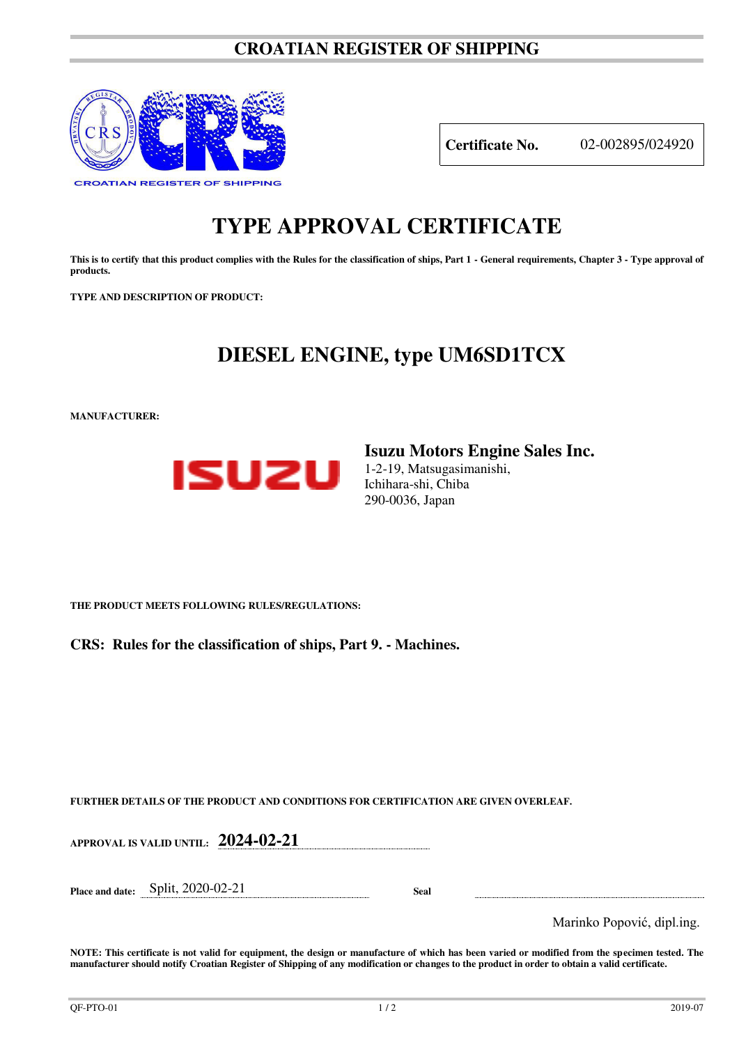# CROATIAN REGISTER OF SHIPPING

CROATIAN REGISTER OF SHIPPING

| **Certificate No.** | 02-002895/024920 |
|---|---|

# TYPE APPROVAL CERTIFICATE

**This is to certify that this product complies with the Rules for the classification of ships, Part 1 - General requirements, Chapter 3 - Type approval of products.**

**TYPE AND DESCRIPTION OF PRODUCT:**

## DIESEL ENGINE, type UM6SD1TCX

**MANUFACTURER:**

ISUZU

**Isuzu Motors Engine Sales Inc.**
1-2-19, Matsugasimanishi,
Ichihara-shi, Chiba
290-0036, Japan

**THE PRODUCT MEETS FOLLOWING RULES/REGULATIONS:**

**CRS: Rules for the classification of ships, Part 9. - Machines.**

**FURTHER DETAILS OF THE PRODUCT AND CONDITIONS FOR CERTIFICATION ARE GIVEN OVERLEAF.**

**APPROVAL IS VALID UNTIL:** **2024-02-21**

**Place and date:** Split, 2020-02-21 **Seal**

Marinko Popović, dipl.ing.

**NOTE: This certificate is not valid for equipment, the design or manufacture of which has been varied or modified from the specimen tested. The manufacturer should notify Croatian Register of Shipping of any modification or changes to the product in order to obtain a valid certificate.**

QF-PTO-01 2019-07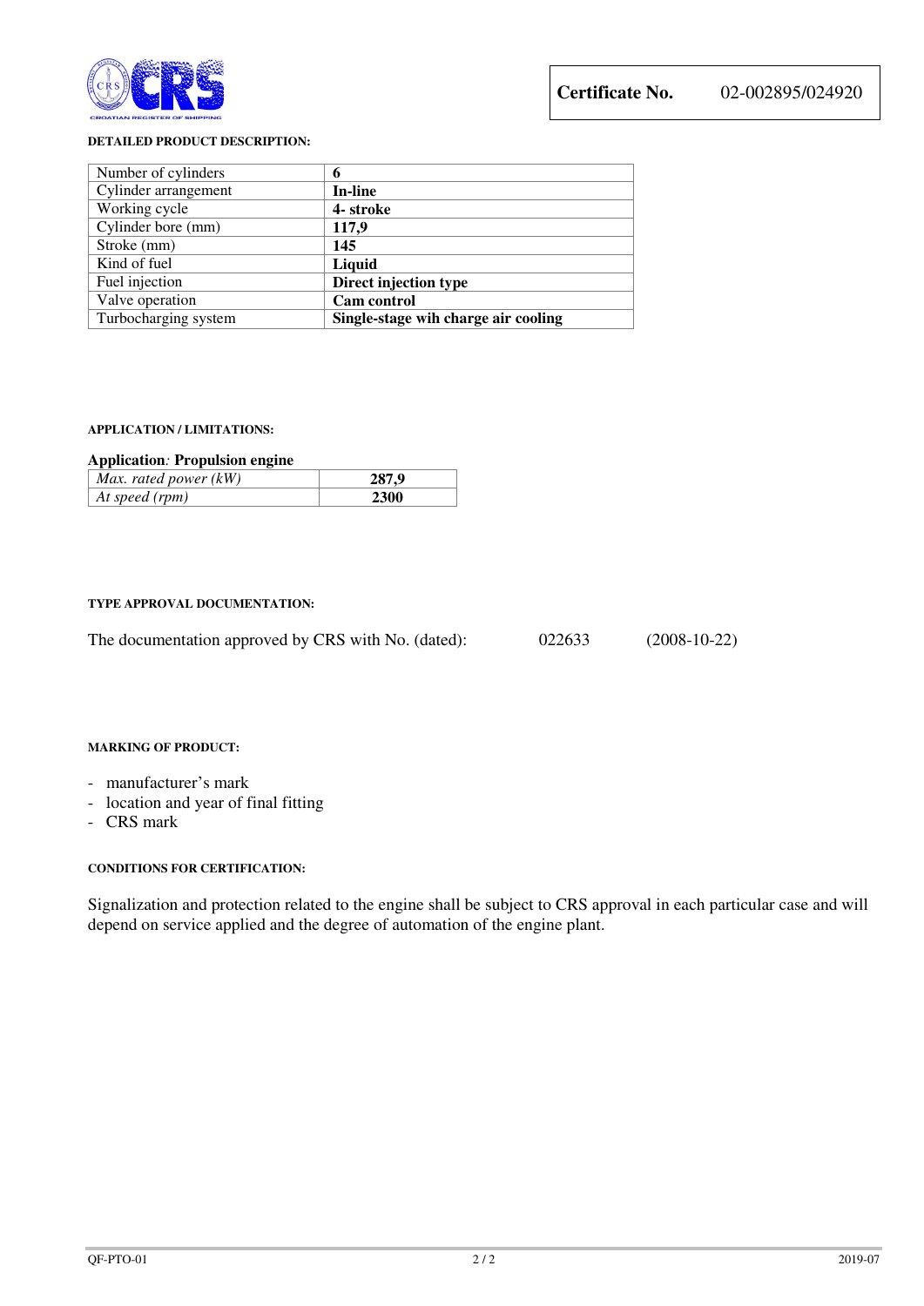**Certificate No.** 02-002895/024920

**DETAILED PRODUCT DESCRIPTION:**

| | |
|---|---|
| Number of cylinders | **6** |
| Cylinder arrangement | **In-line** |
| Working cycle | **4- stroke** |
| Cylinder bore (mm) | **117,9** |
| Stroke (mm) | **145** |
| Kind of fuel | **Liquid** |
| Fuel injection | **Direct injection type** |
| Valve operation | **Cam control** |
| Turbocharging system | **Single-stage wih charge air cooling** |

**APPLICATION / LIMITATIONS:**

**Application***:* **Propulsion engine**

| | |
|---|---|
| *Max. rated power (kW)* | **287,9** |
| *At speed (rpm)* | **2300** |

**TYPE APPROVAL DOCUMENTATION:**

The documentation approved by CRS with No. (dated): 022633 (2008-10-22)

**MARKING OF PRODUCT:**

- manufacturer's mark
- location and year of final fitting
- CRS mark

**CONDITIONS FOR CERTIFICATION:**

Signalization and protection related to the engine shall be subject to CRS approval in each particular case and will depend on service applied and the degree of automation of the engine plant.

QF-PTO-01 2019-07